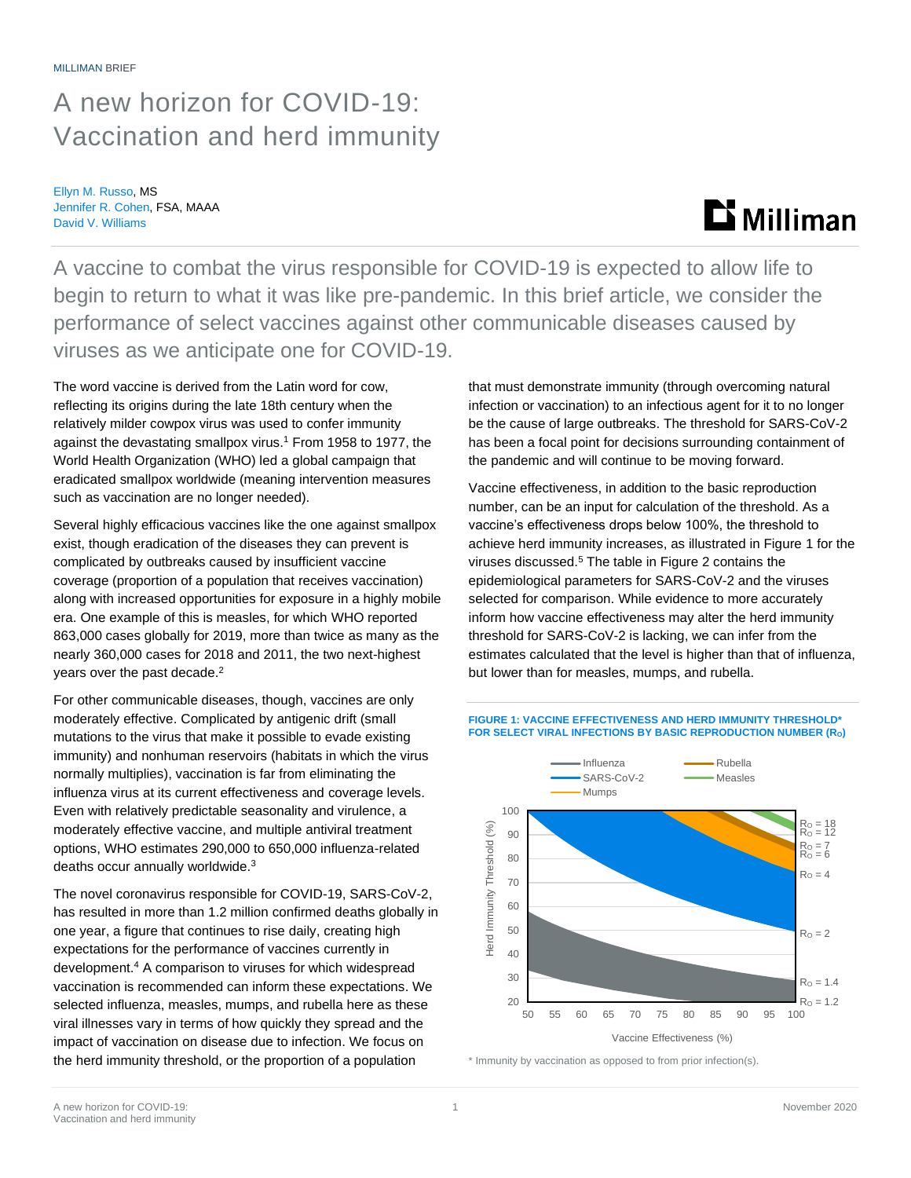MILLIMAN BRIEF

# A new horizon for COVID-19: Vaccination and herd immunity

Ellyn M. Russo, MS
Jennifer R. Cohen, FSA, MAAA
David V. Williams

A vaccine to combat the virus responsible for COVID-19 is expected to allow life to begin to return to what it was like pre-pandemic. In this brief article, we consider the performance of select vaccines against other communicable diseases caused by viruses as we anticipate one for COVID-19.

The word vaccine is derived from the Latin word for cow, reflecting its origins during the late 18th century when the relatively milder cowpox virus was used to confer immunity against the devastating smallpox virus.[1] From 1958 to 1977, the World Health Organization (WHO) led a global campaign that eradicated smallpox worldwide (meaning intervention measures such as vaccination are no longer needed).

Several highly efficacious vaccines like the one against smallpox exist, though eradication of the diseases they can prevent is complicated by outbreaks caused by insufficient vaccine coverage (proportion of a population that receives vaccination) along with increased opportunities for exposure in a highly mobile era. One example of this is measles, for which WHO reported 863,000 cases globally for 2019, more than twice as many as the nearly 360,000 cases for 2018 and 2011, the two next-highest years over the past decade.[2]

For other communicable diseases, though, vaccines are only moderately effective. Complicated by antigenic drift (small mutations to the virus that make it possible to evade existing immunity) and nonhuman reservoirs (habitats in which the virus normally multiplies), vaccination is far from eliminating the influenza virus at its current effectiveness and coverage levels. Even with relatively predictable seasonality and virulence, a moderately effective vaccine, and multiple antiviral treatment options, WHO estimates 290,000 to 650,000 influenza-related deaths occur annually worldwide.[3]

The novel coronavirus responsible for COVID-19, SARS-CoV-2, has resulted in more than 1.2 million confirmed deaths globally in one year, a figure that continues to rise daily, creating high expectations for the performance of vaccines currently in development.[4] A comparison to viruses for which widespread vaccination is recommended can inform these expectations. We selected influenza, measles, mumps, and rubella here as these viral illnesses vary in terms of how quickly they spread and the impact of vaccination on disease due to infection. We focus on the herd immunity threshold, or the proportion of a population that must demonstrate immunity (through overcoming natural infection or vaccination) to an infectious agent for it to no longer be the cause of large outbreaks. The threshold for SARS-CoV-2 has been a focal point for decisions surrounding containment of the pandemic and will continue to be moving forward.

Vaccine effectiveness, in addition to the basic reproduction number, can be an input for calculation of the threshold. As a vaccine's effectiveness drops below 100%, the threshold to achieve herd immunity increases, as illustrated in Figure 1 for the viruses discussed.[5] The table in Figure 2 contains the epidemiological parameters for SARS-CoV-2 and the viruses selected for comparison. While evidence to more accurately inform how vaccine effectiveness may alter the herd immunity threshold for SARS-CoV-2 is lacking, we can infer from the estimates calculated that the level is higher than that of influenza, but lower than for measles, mumps, and rubella.

**FIGURE 1: VACCINE EFFECTIVENESS AND HERD IMMUNITY THRESHOLD* FOR SELECT VIRAL INFECTIONS BY BASIC REPRODUCTION NUMBER ($R_O$)**

\* Immunity by vaccination as opposed to from prior infection(s).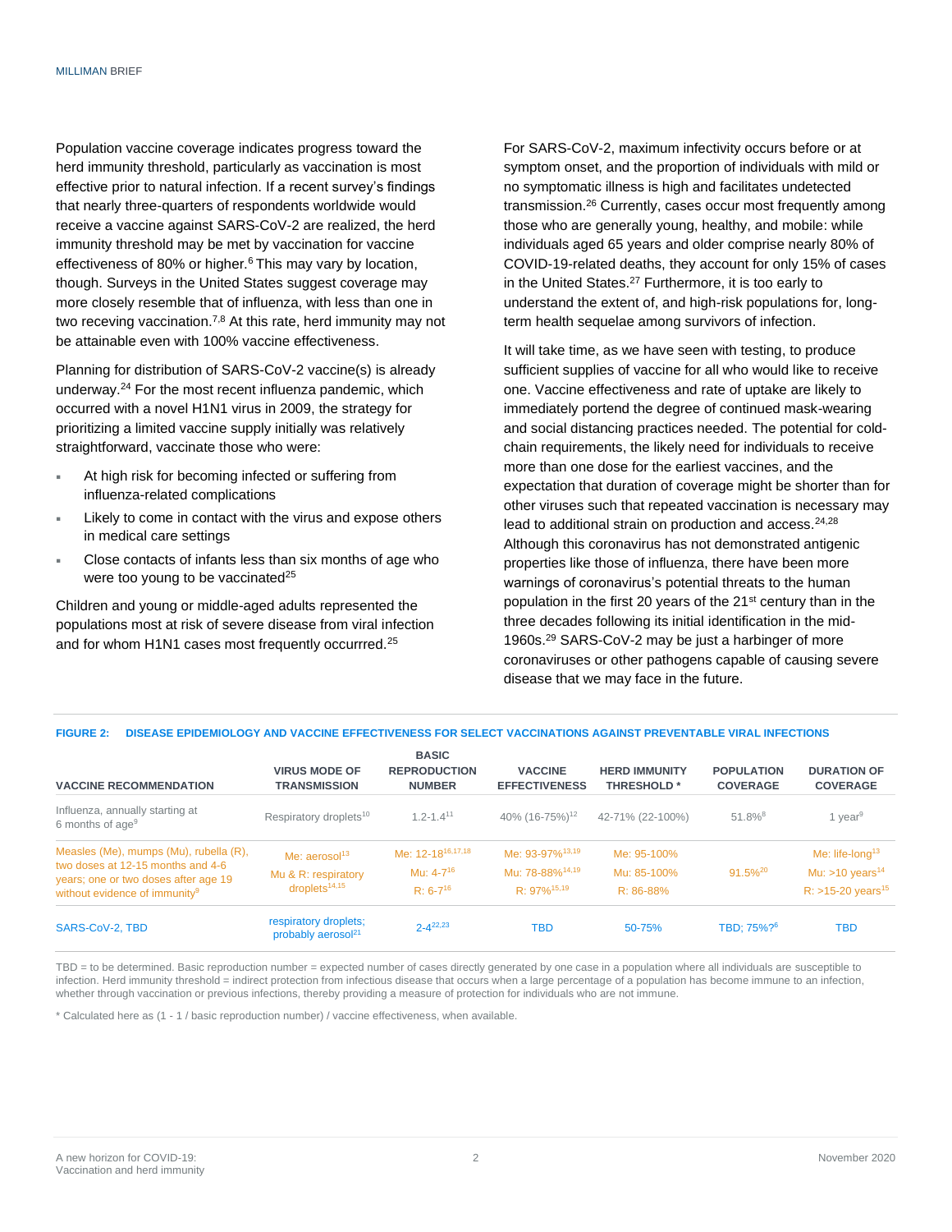Population vaccine coverage indicates progress toward the herd immunity threshold, particularly as vaccination is most effective prior to natural infection. If a recent survey's findings that nearly three-quarters of respondents worldwide would receive a vaccine against SARS-CoV-2 are realized, the herd immunity threshold may be met by vaccination for vaccine effectiveness of 80% or higher.[6] This may vary by location, though. Surveys in the United States suggest coverage may more closely resemble that of influenza, with less than one in two receving vaccination.[7,8] At this rate, herd immunity may not be attainable even with 100% vaccine effectiveness.

Planning for distribution of SARS-CoV-2 vaccine(s) is already underway.[24] For the most recent influenza pandemic, which occurred with a novel H1N1 virus in 2009, the strategy for prioritizing a limited vaccine supply initially was relatively straightforward, vaccinate those who were:

- At high risk for becoming infected or suffering from influenza-related complications
- Likely to come in contact with the virus and expose others in medical care settings
- Close contacts of infants less than six months of age who were too young to be vaccinated[25]

Children and young or middle-aged adults represented the populations most at risk of severe disease from viral infection and for whom H1N1 cases most frequently occurrred.[25]

For SARS-CoV-2, maximum infectivity occurs before or at symptom onset, and the proportion of individuals with mild or no symptomatic illness is high and facilitates undetected transmission.[26] Currently, cases occur most frequently among those who are generally young, healthy, and mobile: while individuals aged 65 years and older comprise nearly 80% of COVID-19-related deaths, they account for only 15% of cases in the United States.[27] Furthermore, it is too early to understand the extent of, and high-risk populations for, long-term health sequelae among survivors of infection.

It will take time, as we have seen with testing, to produce sufficient supplies of vaccine for all who would like to receive one. Vaccine effectiveness and rate of uptake are likely to immediately portend the degree of continued mask-wearing and social distancing practices needed. The potential for cold-chain requirements, the likely need for individuals to receive more than one dose for the earliest vaccines, and the expectation that duration of coverage might be shorter than for other viruses such that repeated vaccination is necessary may lead to additional strain on production and access.[24,28] Although this coronavirus has not demonstrated antigenic properties like those of influenza, there have been more warnings of coronavirus's potential threats to the human population in the first 20 years of the 21st century than in the three decades following its initial identification in the mid-1960s.[29] SARS-CoV-2 may be just a harbinger of more coronaviruses or other pathogens capable of causing severe disease that we may face in the future.

**FIGURE 2: DISEASE EPIDEMIOLOGY AND VACCINE EFFECTIVENESS FOR SELECT VACCINATIONS AGAINST PREVENTABLE VIRAL INFECTIONS**

| VACCINE RECOMMENDATION | VIRUS MODE OF TRANSMISSION | BASIC REPRODUCTION NUMBER | VACCINE EFFECTIVENESS | HERD IMMUNITY THRESHOLD * | POPULATION COVERAGE | DURATION OF COVERAGE |
|---|---|---|---|---|---|---|
| Influenza, annually starting at 6 months of age[9] | Respiratory droplets[10] | 1.2-1.4[11] | 40% (16-75%)[12] | 42-71% (22-100%) | 51.8%[8] | 1 year[9] |
| Measles (Me), mumps (Mu), rubella (R), two doses at 12-15 months and 4-6 years; one or two doses after age 19 without evidence of immunity[9] | Me: aerosol[13]<br>Mu & R: respiratory droplets[14,15] | Me: 12-18[16,17,18]<br>Mu: 4-7[16]<br>R: 6-7[16] | Me: 93-97%[13,19]<br>Mu: 78-88%[14,19]<br>R: 97%[15,19] | Me: 95-100%<br>Mu: 85-100%<br>R: 86-88% | 91.5%[20] | Me: life-long[13]<br>Mu: >10 years[14]<br>R: >15-20 years[15] |
| SARS-CoV-2, TBD | respiratory droplets; probably aerosol[21] | 2-4[22,23] | TBD | 50-75% | TBD; 75%?[6] | TBD |

TBD = to be determined. Basic reproduction number = expected number of cases directly generated by one case in a population where all individuals are susceptible to infection. Herd immunity threshold = indirect protection from infectious disease that occurs when a large percentage of a population has become immune to an infection, whether through vaccination or previous infections, thereby providing a measure of protection for individuals who are not immune.

* Calculated here as (1 - 1 / basic reproduction number) / vaccine effectiveness, when available.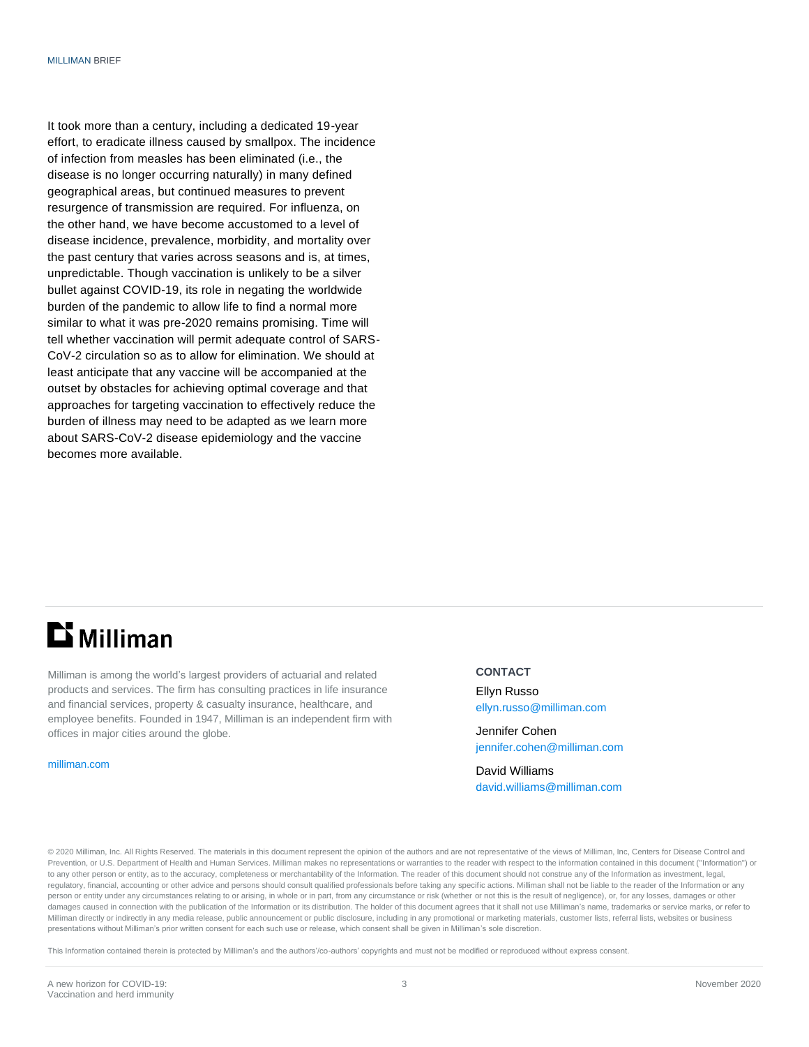It took more than a century, including a dedicated 19-year effort, to eradicate illness caused by smallpox. The incidence of infection from measles has been eliminated (i.e., the disease is no longer occurring naturally) in many defined geographical areas, but continued measures to prevent resurgence of transmission are required. For influenza, on the other hand, we have become accustomed to a level of disease incidence, prevalence, morbidity, and mortality over the past century that varies across seasons and is, at times, unpredictable. Though vaccination is unlikely to be a silver bullet against COVID-19, its role in negating the worldwide burden of the pandemic to allow life to find a normal more similar to what it was pre-2020 remains promising. Time will tell whether vaccination will permit adequate control of SARS-CoV-2 circulation so as to allow for elimination. We should at least anticipate that any vaccine will be accompanied at the outset by obstacles for achieving optimal coverage and that approaches for targeting vaccination to effectively reduce the burden of illness may need to be adapted as we learn more about SARS-CoV-2 disease epidemiology and the vaccine becomes more available.

# Milliman

Milliman is among the world's largest providers of actuarial and related products and services. The firm has consulting practices in life insurance and financial services, property & casualty insurance, healthcare, and employee benefits. Founded in 1947, Milliman is an independent firm with offices in major cities around the globe.

milliman.com

**CONTACT**

Ellyn Russo
ellyn.russo@milliman.com

Jennifer Cohen
jennifer.cohen@milliman.com

David Williams
david.williams@milliman.com

© 2020 Milliman, Inc. All Rights Reserved. The materials in this document represent the opinion of the authors and are not representative of the views of Milliman, Inc, Centers for Disease Control and Prevention, or U.S. Department of Health and Human Services. Milliman makes no representations or warranties to the reader with respect to the information contained in this document ("Information") or to any other person or entity, as to the accuracy, completeness or merchantability of the Information. The reader of this document should not construe any of the Information as investment, legal, regulatory, financial, accounting or other advice and persons should consult qualified professionals before taking any specific actions. Milliman shall not be liable to the reader of the Information or any person or entity under any circumstances relating to or arising, in whole or in part, from any circumstance or risk (whether or not this is the result of negligence), or, for any losses, damages or other damages caused in connection with the publication of the Information or its distribution. The holder of this document agrees that it shall not use Milliman's name, trademarks or service marks, or refer to Milliman directly or indirectly in any media release, public announcement or public disclosure, including in any promotional or marketing materials, customer lists, referral lists, websites or business presentations without Milliman's prior written consent for each such use or release, which consent shall be given in Milliman's sole discretion.

This Information contained therein is protected by Milliman's and the authors'/co-authors' copyrights and must not be modified or reproduced without express consent.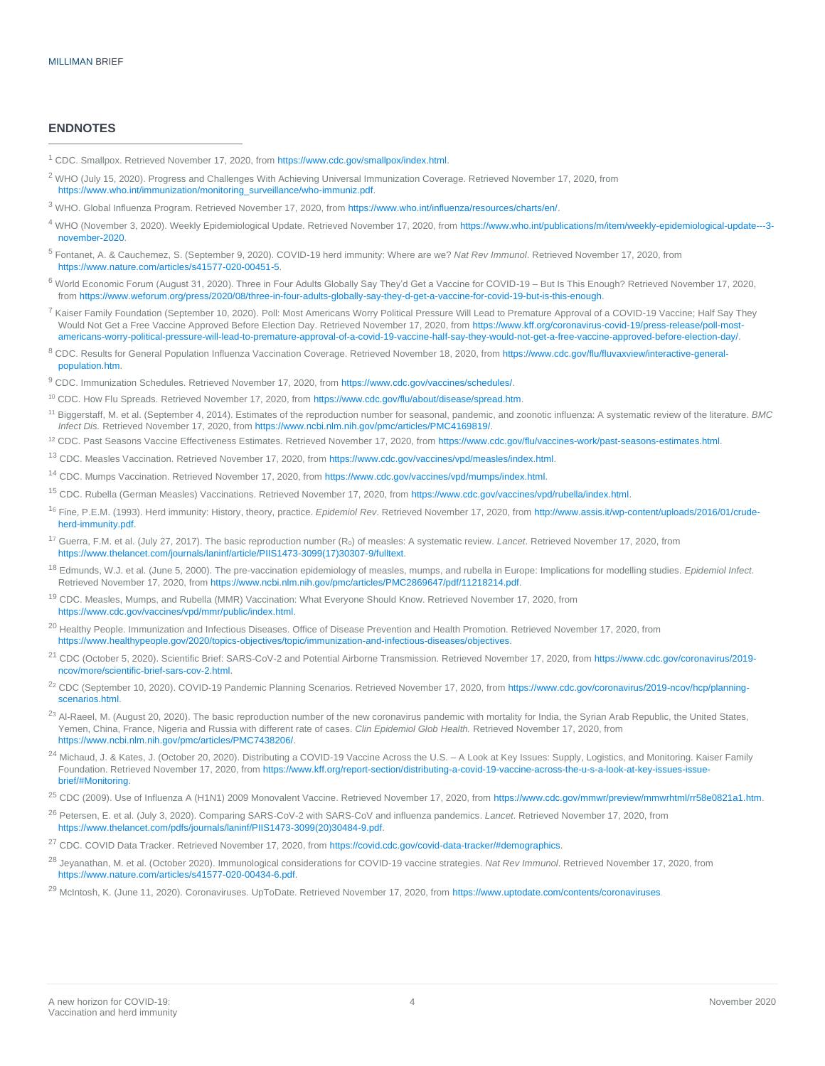## ENDNOTES

[1] CDC. Smallpox. Retrieved November 17, 2020, from https://www.cdc.gov/smallpox/index.html.

[2] WHO (July 15, 2020). Progress and Challenges With Achieving Universal Immunization Coverage. Retrieved November 17, 2020, from https://www.who.int/immunization/monitoring_surveillance/who-immuniz.pdf.

[3] WHO. Global Influenza Program. Retrieved November 17, 2020, from https://www.who.int/influenza/resources/charts/en/.

[4] WHO (November 3, 2020). Weekly Epidemiological Update. Retrieved November 17, 2020, from https://www.who.int/publications/m/item/weekly-epidemiological-update---3-november-2020.

[5] Fontanet, A. & Cauchemez, S. (September 9, 2020). COVID-19 herd immunity: Where are we? *Nat Rev Immunol*. Retrieved November 17, 2020, from https://www.nature.com/articles/s41577-020-00451-5.

[6] World Economic Forum (August 31, 2020). Three in Four Adults Globally Say They'd Get a Vaccine for COVID-19 – But Is This Enough? Retrieved November 17, 2020, from https://www.weforum.org/press/2020/08/three-in-four-adults-globally-say-they-d-get-a-vaccine-for-covid-19-but-is-this-enough.

[7] Kaiser Family Foundation (September 10, 2020). Poll: Most Americans Worry Political Pressure Will Lead to Premature Approval of a COVID-19 Vaccine; Half Say They Would Not Get a Free Vaccine Approved Before Election Day. Retrieved November 17, 2020, from https://www.kff.org/coronavirus-covid-19/press-release/poll-most-americans-worry-political-pressure-will-lead-to-premature-approval-of-a-covid-19-vaccine-half-say-they-would-not-get-a-free-vaccine-approved-before-election-day/.

[8] CDC. Results for General Population Influenza Vaccination Coverage. Retrieved November 18, 2020, from https://www.cdc.gov/flu/fluvaxview/interactive-general-population.htm.

[9] CDC. Immunization Schedules. Retrieved November 17, 2020, from https://www.cdc.gov/vaccines/schedules/.

[10] CDC. How Flu Spreads. Retrieved November 17, 2020, from https://www.cdc.gov/flu/about/disease/spread.htm.

[11] Biggerstaff, M. et al. (September 4, 2014). Estimates of the reproduction number for seasonal, pandemic, and zoonotic influenza: A systematic review of the literature. *BMC Infect Dis.* Retrieved November 17, 2020, from https://www.ncbi.nlm.nih.gov/pmc/articles/PMC4169819/.

[12] CDC. Past Seasons Vaccine Effectiveness Estimates. Retrieved November 17, 2020, from https://www.cdc.gov/flu/vaccines-work/past-seasons-estimates.html.

[13] CDC. Measles Vaccination. Retrieved November 17, 2020, from https://www.cdc.gov/vaccines/vpd/measles/index.html.

[14] CDC. Mumps Vaccination. Retrieved November 17, 2020, from https://www.cdc.gov/vaccines/vpd/mumps/index.html.

[15] CDC. Rubella (German Measles) Vaccinations. Retrieved November 17, 2020, from https://www.cdc.gov/vaccines/vpd/rubella/index.html.

[16] Fine, P.E.M. (1993). Herd immunity: History, theory, practice. *Epidemiol Rev*. Retrieved November 17, 2020, from http://www.assis.it/wp-content/uploads/2016/01/crude-herd-immunity.pdf.

[17] Guerra, F.M. et al. (July 27, 2017). The basic reproduction number ($R_0$) of measles: A systematic review. *Lancet*. Retrieved November 17, 2020, from https://www.thelancet.com/journals/laninf/article/PIIS1473-3099(17)30307-9/fulltext.

[18] Edmunds, W.J. et al. (June 5, 2000). The pre-vaccination epidemiology of measles, mumps, and rubella in Europe: Implications for modelling studies. *Epidemiol Infect.* Retrieved November 17, 2020, from https://www.ncbi.nlm.nih.gov/pmc/articles/PMC2869647/pdf/11218214.pdf.

[19] CDC. Measles, Mumps, and Rubella (MMR) Vaccination: What Everyone Should Know. Retrieved November 17, 2020, from https://www.cdc.gov/vaccines/vpd/mmr/public/index.html.

[20] Healthy People. Immunization and Infectious Diseases. Office of Disease Prevention and Health Promotion. Retrieved November 17, 2020, from https://www.healthypeople.gov/2020/topics-objectives/topic/immunization-and-infectious-diseases/objectives.

[21] CDC (October 5, 2020). Scientific Brief: SARS-CoV-2 and Potential Airborne Transmission. Retrieved November 17, 2020, from https://www.cdc.gov/coronavirus/2019-ncov/more/scientific-brief-sars-cov-2.html.

[22] CDC (September 10, 2020). COVID-19 Pandemic Planning Scenarios. Retrieved November 17, 2020, from https://www.cdc.gov/coronavirus/2019-ncov/hcp/planning-scenarios.html.

[23] Al-Raeel, M. (August 20, 2020). The basic reproduction number of the new coronavirus pandemic with mortality for India, the Syrian Arab Republic, the United States, Yemen, China, France, Nigeria and Russia with different rate of cases. *Clin Epidemiol Glob Health.* Retrieved November 17, 2020, from https://www.ncbi.nlm.nih.gov/pmc/articles/PMC7438206/.

[24] Michaud, J. & Kates, J. (October 20, 2020). Distributing a COVID-19 Vaccine Across the U.S. – A Look at Key Issues: Supply, Logistics, and Monitoring. Kaiser Family Foundation. Retrieved November 17, 2020, from https://www.kff.org/report-section/distributing-a-covid-19-vaccine-across-the-u-s-a-look-at-key-issues-issue-brief/#Monitoring.

[25] CDC (2009). Use of Influenza A (H1N1) 2009 Monovalent Vaccine. Retrieved November 17, 2020, from https://www.cdc.gov/mmwr/preview/mmwrhtml/rr58e0821a1.htm.

[26] Petersen, E. et al. (July 3, 2020). Comparing SARS-CoV-2 with SARS-CoV and influenza pandemics. *Lancet*. Retrieved November 17, 2020, from https://www.thelancet.com/pdfs/journals/laninf/PIIS1473-3099(20)30484-9.pdf.

[27] CDC. COVID Data Tracker. Retrieved November 17, 2020, from https://covid.cdc.gov/covid-data-tracker/#demographics.

[28] Jeyanathan, M. et al. (October 2020). Immunological considerations for COVID-19 vaccine strategies. *Nat Rev Immunol*. Retrieved November 17, 2020, from https://www.nature.com/articles/s41577-020-00434-6.pdf.

[29] McIntosh, K. (June 11, 2020). Coronaviruses. UpToDate. Retrieved November 17, 2020, from https://www.uptodate.com/contents/coronaviruses.